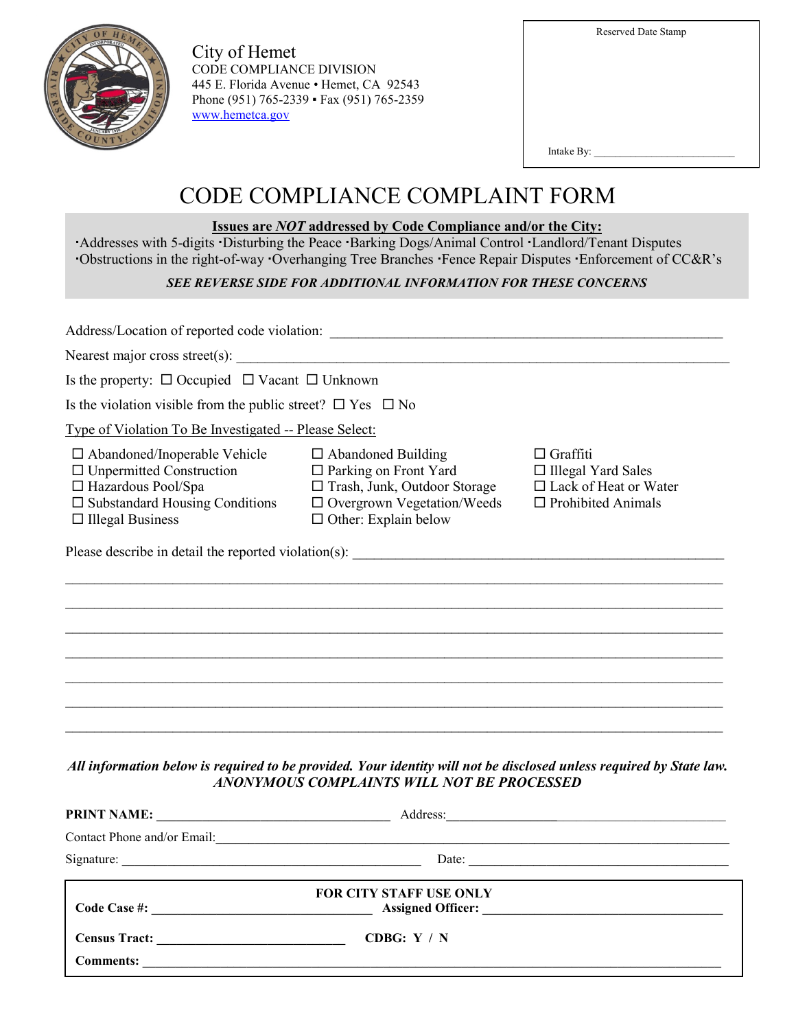City of Hemet
CODE COMPLIANCE DIVISION
445 E. Florida Avenue • Hemet, CA 92543
Phone (951) 765-2339 ▪ Fax (951) 765-2359
www.hemetca.gov

Reserved Date Stamp

Intake By: ___________________________

# CODE COMPLIANCE COMPLAINT FORM

**Issues are *NOT* addressed by Code Compliance and/or the City:**

·Addresses with 5-digits ·Disturbing the Peace ·Barking Dogs/Animal Control ·Landlord/Tenant Disputes
·Obstructions in the right-of-way ·Overhanging Tree Branches ·Fence Repair Disputes ·Enforcement of CC&R's

***SEE REVERSE SIDE FOR ADDITIONAL INFORMATION FOR THESE CONCERNS***

Address/Location of reported code violation: ___________________________________________

Nearest major cross street(s): ___________________________________________

Is the property: ☐ Occupied ☐ Vacant ☐ Unknown

Is the violation visible from the public street? ☐ Yes ☐ No

Type of Violation To Be Investigated -- Please Select:

- ☐ Abandoned/Inoperable Vehicle
- ☐ Unpermitted Construction
- ☐ Hazardous Pool/Spa
- ☐ Substandard Housing Conditions
- ☐ Illegal Business
- ☐ Abandoned Building
- ☐ Parking on Front Yard
- ☐ Trash, Junk, Outdoor Storage
- ☐ Overgrown Vegetation/Weeds
- ☐ Other: Explain below
- ☐ Graffiti
- ☐ Illegal Yard Sales
- ☐ Lack of Heat or Water
- ☐ Prohibited Animals

Please describe in detail the reported violation(s): ___________________________________________

___________________________________________________________________________

___________________________________________________________________________

___________________________________________________________________________

___________________________________________________________________________

___________________________________________________________________________

___________________________________________________________________________

___________________________________________________________________________

***All information below is required to be provided. Your identity will not be disclosed unless required by State law.***
***ANONYMOUS COMPLAINTS WILL NOT BE PROCESSED***

**PRINT NAME:** ______________________________ Address: ______________________________

Contact Phone and/or Email: ___________________________________________

Signature: ______________________________ Date: ______________________________

**FOR CITY STAFF USE ONLY**

**Code Case #:** ______________________________ **Assigned Officer:** ______________________________

**Census Tract:** ______________________________ **CDBG: Y / N**

**Comments:** ___________________________________________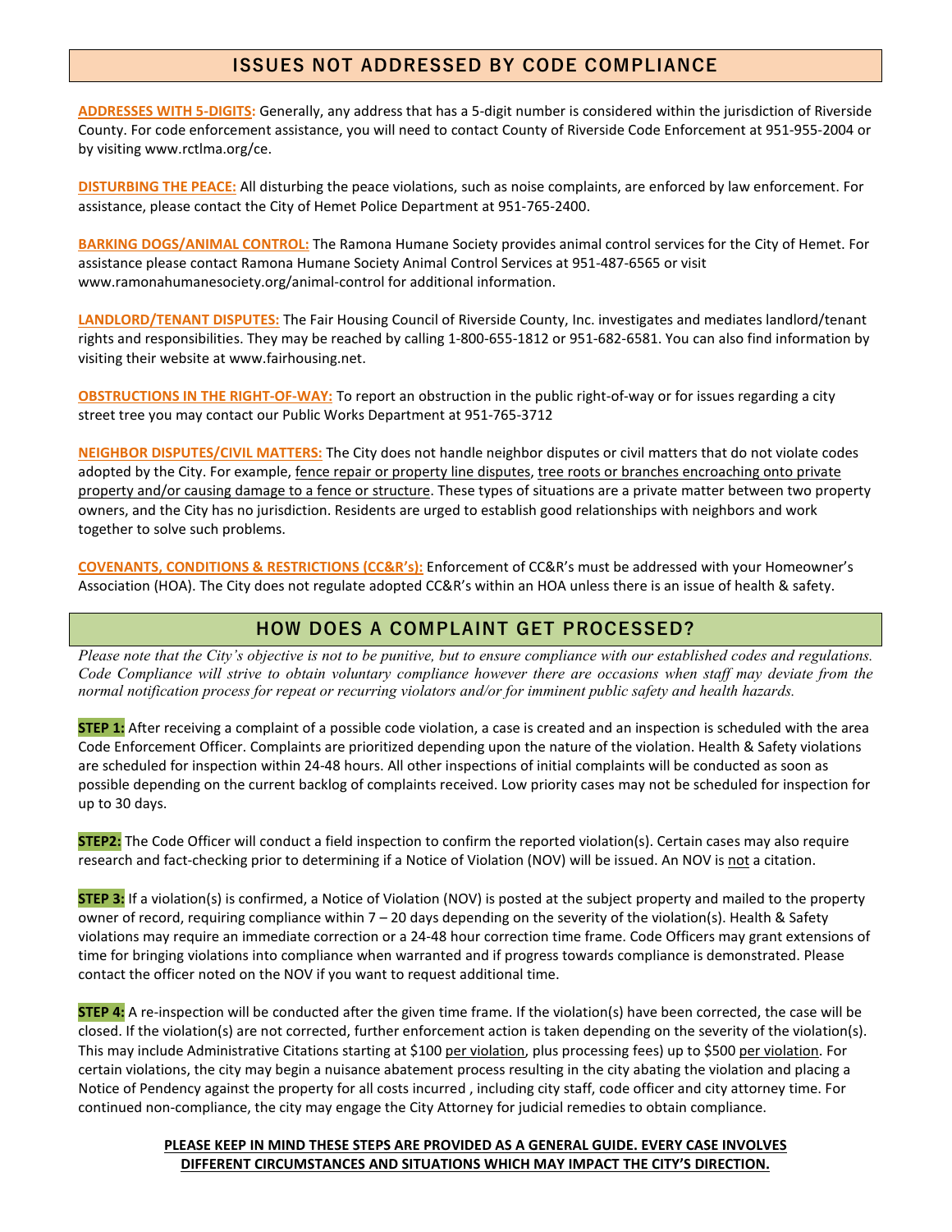## ISSUES NOT ADDRESSED BY CODE COMPLIANCE

**ADDRESSES WITH 5-DIGITS:** Generally, any address that has a 5-digit number is considered within the jurisdiction of Riverside County. For code enforcement assistance, you will need to contact County of Riverside Code Enforcement at 951-955-2004 or by visiting www.rctlma.org/ce.

**DISTURBING THE PEACE:** All disturbing the peace violations, such as noise complaints, are enforced by law enforcement. For assistance, please contact the City of Hemet Police Department at 951-765-2400.

**BARKING DOGS/ANIMAL CONTROL:** The Ramona Humane Society provides animal control services for the City of Hemet. For assistance please contact Ramona Humane Society Animal Control Services at 951-487-6565 or visit www.ramonahumanesociety.org/animal-control for additional information.

**LANDLORD/TENANT DISPUTES:** The Fair Housing Council of Riverside County, Inc. investigates and mediates landlord/tenant rights and responsibilities. They may be reached by calling 1-800-655-1812 or 951-682-6581. You can also find information by visiting their website at www.fairhousing.net.

**OBSTRUCTIONS IN THE RIGHT-OF-WAY:** To report an obstruction in the public right-of-way or for issues regarding a city street tree you may contact our Public Works Department at 951-765-3712

**NEIGHBOR DISPUTES/CIVIL MATTERS:** The City does not handle neighbor disputes or civil matters that do not violate codes adopted by the City. For example, fence repair or property line disputes, tree roots or branches encroaching onto private property and/or causing damage to a fence or structure. These types of situations are a private matter between two property owners, and the City has no jurisdiction. Residents are urged to establish good relationships with neighbors and work together to solve such problems.

**COVENANTS, CONDITIONS & RESTRICTIONS (CC&R's):** Enforcement of CC&R's must be addressed with your Homeowner's Association (HOA). The City does not regulate adopted CC&R's within an HOA unless there is an issue of health & safety.

## HOW DOES A COMPLAINT GET PROCESSED?

*Please note that the City's objective is not to be punitive, but to ensure compliance with our established codes and regulations. Code Compliance will strive to obtain voluntary compliance however there are occasions when staff may deviate from the normal notification process for repeat or recurring violators and/or for imminent public safety and health hazards.*

**STEP 1:** After receiving a complaint of a possible code violation, a case is created and an inspection is scheduled with the area Code Enforcement Officer. Complaints are prioritized depending upon the nature of the violation. Health & Safety violations are scheduled for inspection within 24-48 hours. All other inspections of initial complaints will be conducted as soon as possible depending on the current backlog of complaints received. Low priority cases may not be scheduled for inspection for up to 30 days.

**STEP2:** The Code Officer will conduct a field inspection to confirm the reported violation(s). Certain cases may also require research and fact-checking prior to determining if a Notice of Violation (NOV) will be issued. An NOV is not a citation.

**STEP 3:** If a violation(s) is confirmed, a Notice of Violation (NOV) is posted at the subject property and mailed to the property owner of record, requiring compliance within 7 – 20 days depending on the severity of the violation(s). Health & Safety violations may require an immediate correction or a 24-48 hour correction time frame. Code Officers may grant extensions of time for bringing violations into compliance when warranted and if progress towards compliance is demonstrated. Please contact the officer noted on the NOV if you want to request additional time.

**STEP 4:** A re-inspection will be conducted after the given time frame. If the violation(s) have been corrected, the case will be closed. If the violation(s) are not corrected, further enforcement action is taken depending on the severity of the violation(s). This may include Administrative Citations starting at $100 per violation, plus processing fees) up to $500 per violation. For certain violations, the city may begin a nuisance abatement process resulting in the city abating the violation and placing a Notice of Pendency against the property for all costs incurred , including city staff, code officer and city attorney time. For continued non-compliance, the city may engage the City Attorney for judicial remedies to obtain compliance.

**PLEASE KEEP IN MIND THESE STEPS ARE PROVIDED AS A GENERAL GUIDE. EVERY CASE INVOLVES DIFFERENT CIRCUMSTANCES AND SITUATIONS WHICH MAY IMPACT THE CITY'S DIRECTION.**